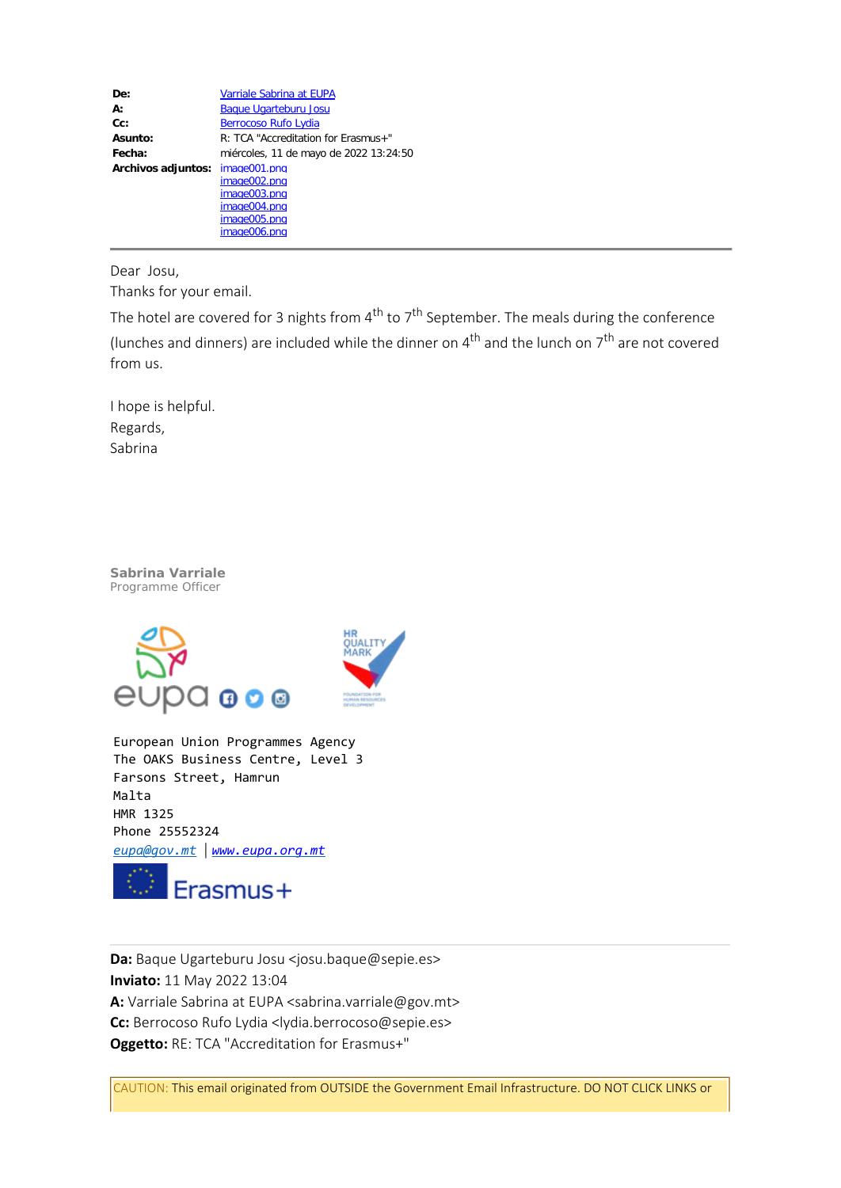**De:** Varriale Sabrina at EUPA
**A:** Baque Ugarteburu Josu
**Cc:** Berrocoso Rufo Lydia
**Asunto:** R: TCA "Accreditation for Erasmus+"
**Fecha:** miércoles, 11 de mayo de 2022 13:24:50
**Archivos adjuntos:** image001.png
image002.png
image003.png
image004.png
image005.png
image006.png

---

Dear Josu,

Thanks for your email.

The hotel are covered for 3 nights from 4th to 7th September. The meals during the conference (lunches and dinners) are included while the dinner on 4th and the lunch on 7th are not covered from us.

I hope is helpful.

Regards,

Sabrina

**Sabrina Varriale**
Programme Officer

European Union Programmes Agency
The OAKS Business Centre, Level 3
Farsons Street, Hamrun
Malta
HMR 1325
Phone 25552324
*eupa@gov.mt* | *www.eupa.org.mt*

Erasmus+

---

**Da:** Baque Ugarteburu Josu <josu.baque@sepie.es>
**Inviato:** 11 May 2022 13:04
**A:** Varriale Sabrina at EUPA <sabrina.varriale@gov.mt>
**Cc:** Berrocoso Rufo Lydia <lydia.berrocoso@sepie.es>
**Oggetto:** RE: TCA "Accreditation for Erasmus+"

CAUTION: This email originated from OUTSIDE the Government Email Infrastructure. DO NOT CLICK LINKS or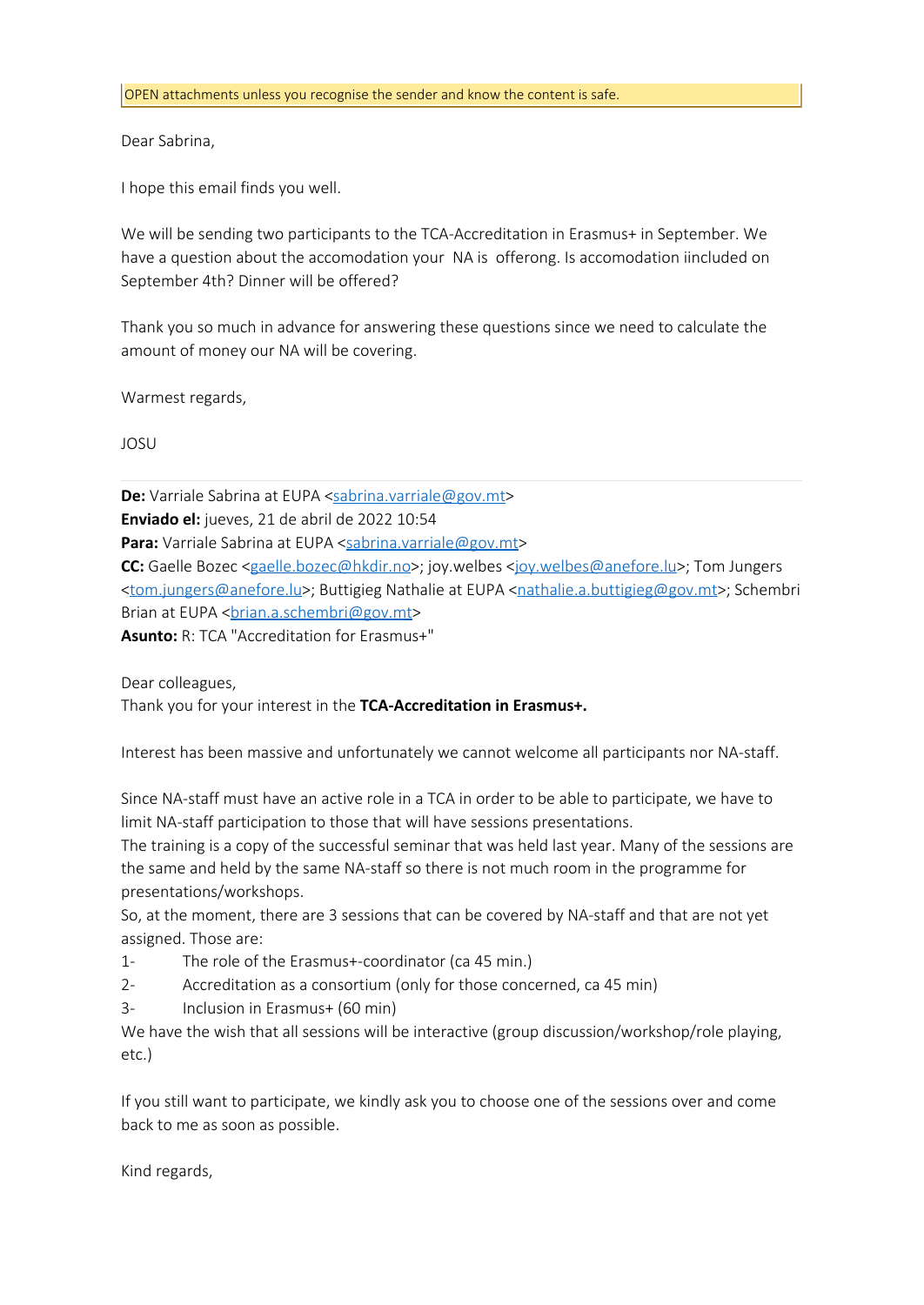OPEN attachments unless you recognise the sender and know the content is safe.

Dear Sabrina,

I hope this email finds you well.

We will be sending two participants to the TCA-Accreditation in Erasmus+ in September. We have a question about the accomodation your NA is offerong. Is accomodation iincluded on September 4th? Dinner will be offered?

Thank you so much in advance for answering these questions since we need to calculate the amount of money our NA will be covering.

Warmest regards,

JOSU

**De:** Varriale Sabrina at EUPA <sabrina.varriale@gov.mt>
**Enviado el:** jueves, 21 de abril de 2022 10:54
**Para:** Varriale Sabrina at EUPA <sabrina.varriale@gov.mt>
**CC:** Gaelle Bozec <gaelle.bozec@hkdir.no>; joy.welbes <joy.welbes@anefore.lu>; Tom Jungers <tom.jungers@anefore.lu>; Buttigieg Nathalie at EUPA <nathalie.a.buttigieg@gov.mt>; Schembri Brian at EUPA <brian.a.schembri@gov.mt>
**Asunto:** R: TCA "Accreditation for Erasmus+"

Dear colleagues,
Thank you for your interest in the **TCA-Accreditation in Erasmus+.**

Interest has been massive and unfortunately we cannot welcome all participants nor NA-staff.

Since NA-staff must have an active role in a TCA in order to be able to participate, we have to limit NA-staff participation to those that will have sessions presentations.
The training is a copy of the successful seminar that was held last year. Many of the sessions are the same and held by the same NA-staff so there is not much room in the programme for presentations/workshops.
So, at the moment, there are 3 sessions that can be covered by NA-staff and that are not yet assigned. Those are:

1- The role of the Erasmus+-coordinator (ca 45 min.)
2- Accreditation as a consortium (only for those concerned, ca 45 min)
3- Inclusion in Erasmus+ (60 min)

We have the wish that all sessions will be interactive (group discussion/workshop/role playing, etc.)

If you still want to participate, we kindly ask you to choose one of the sessions over and come back to me as soon as possible.

Kind regards,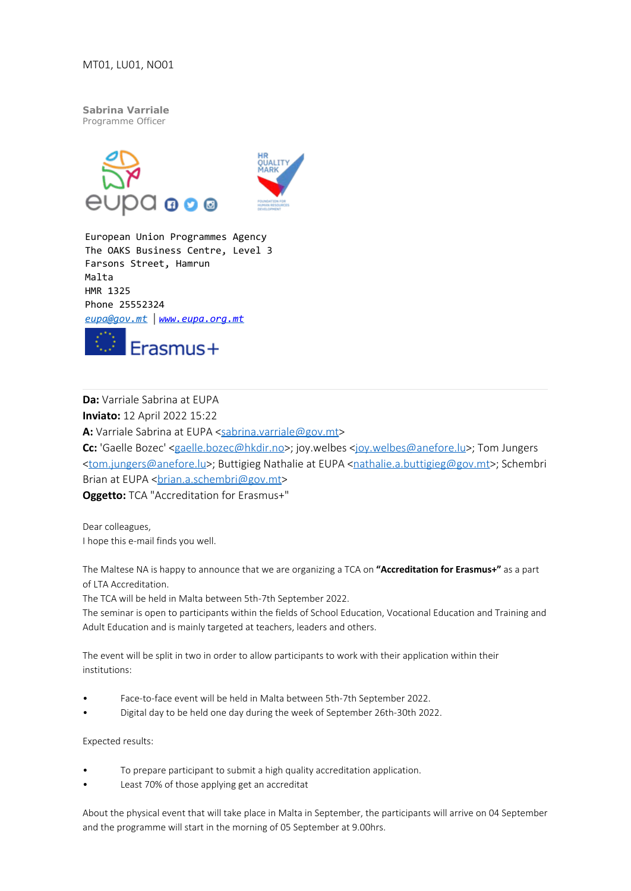MT01, LU01, NO01

**Sabrina Varriale**
Programme Officer

European Union Programmes Agency
The OAKS Business Centre, Level 3
Farsons Street, Hamrun
Malta
HMR 1325
Phone 25552324
*eupa@gov.mt* | *www.eupa.org.mt*

Erasmus+

---

**Da:** Varriale Sabrina at EUPA
**Inviato:** 12 April 2022 15:22
**A:** Varriale Sabrina at EUPA <sabrina.varriale@gov.mt>
**Cc:** 'Gaelle Bozec' <gaelle.bozec@hkdir.no>; joy.welbes <joy.welbes@anefore.lu>; Tom Jungers <tom.jungers@anefore.lu>; Buttigieg Nathalie at EUPA <nathalie.a.buttigieg@gov.mt>; Schembri Brian at EUPA <brian.a.schembri@gov.mt>
**Oggetto:** TCA "Accreditation for Erasmus+"

Dear colleagues,
I hope this e-mail finds you well.

The Maltese NA is happy to announce that we are organizing a TCA on **"Accreditation for Erasmus+"** as a part of LTA Accreditation.
The TCA will be held in Malta between 5th-7th September 2022.
The seminar is open to participants within the fields of School Education, Vocational Education and Training and Adult Education and is mainly targeted at teachers, leaders and others.

The event will be split in two in order to allow participants to work with their application within their institutions:

- Face-to-face event will be held in Malta between 5th-7th September 2022.
- Digital day to be held one day during the week of September 26th-30th 2022.

Expected results:

- To prepare participant to submit a high quality accreditation application.
- Least 70% of those applying get an accreditat

About the physical event that will take place in Malta in September, the participants will arrive on 04 September and the programme will start in the morning of 05 September at 9.00hrs.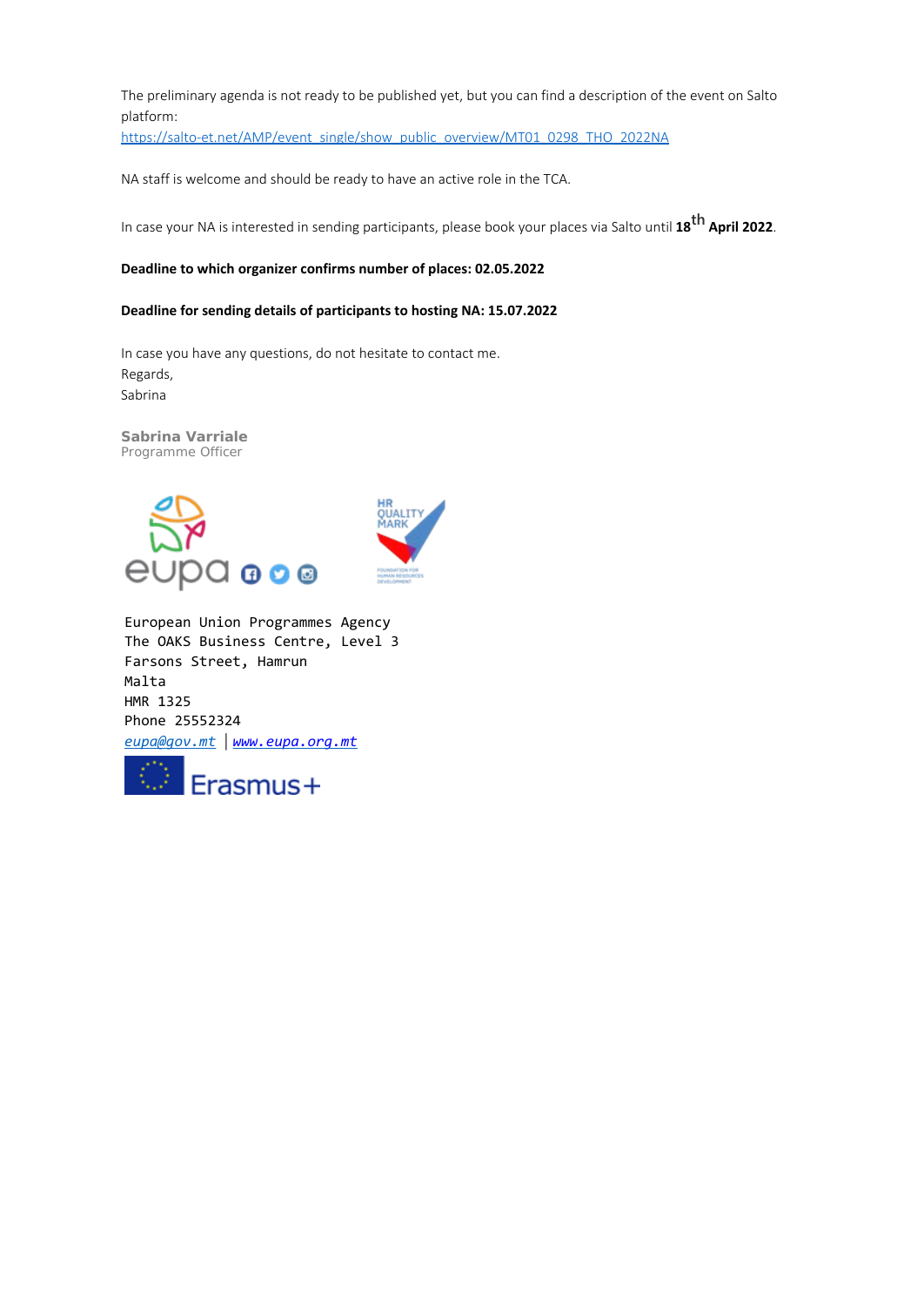The preliminary agenda is not ready to be published yet, but you can find a description of the event on Salto platform:
[https://salto-et.net/AMP/event_single/show_public_overview/MT01_0298_THO_2022NA](https://salto-et.net/AMP/event_single/show_public_overview/MT01_0298_THO_2022NA)

NA staff is welcome and should be ready to have an active role in the TCA.

In case your NA is interested in sending participants, please book your places via Salto until **18th April 2022**.

**Deadline to which organizer confirms number of places: 02.05.2022**

**Deadline for sending details of participants to hosting NA: 15.07.2022**

In case you have any questions, do not hesitate to contact me.
Regards,
Sabrina

**Sabrina Varriale**
Programme Officer

European Union Programmes Agency
The OAKS Business Centre, Level 3
Farsons Street, Hamrun
Malta
HMR 1325
Phone 25552324
*eupa@gov.mt* | *www.eupa.org.mt*